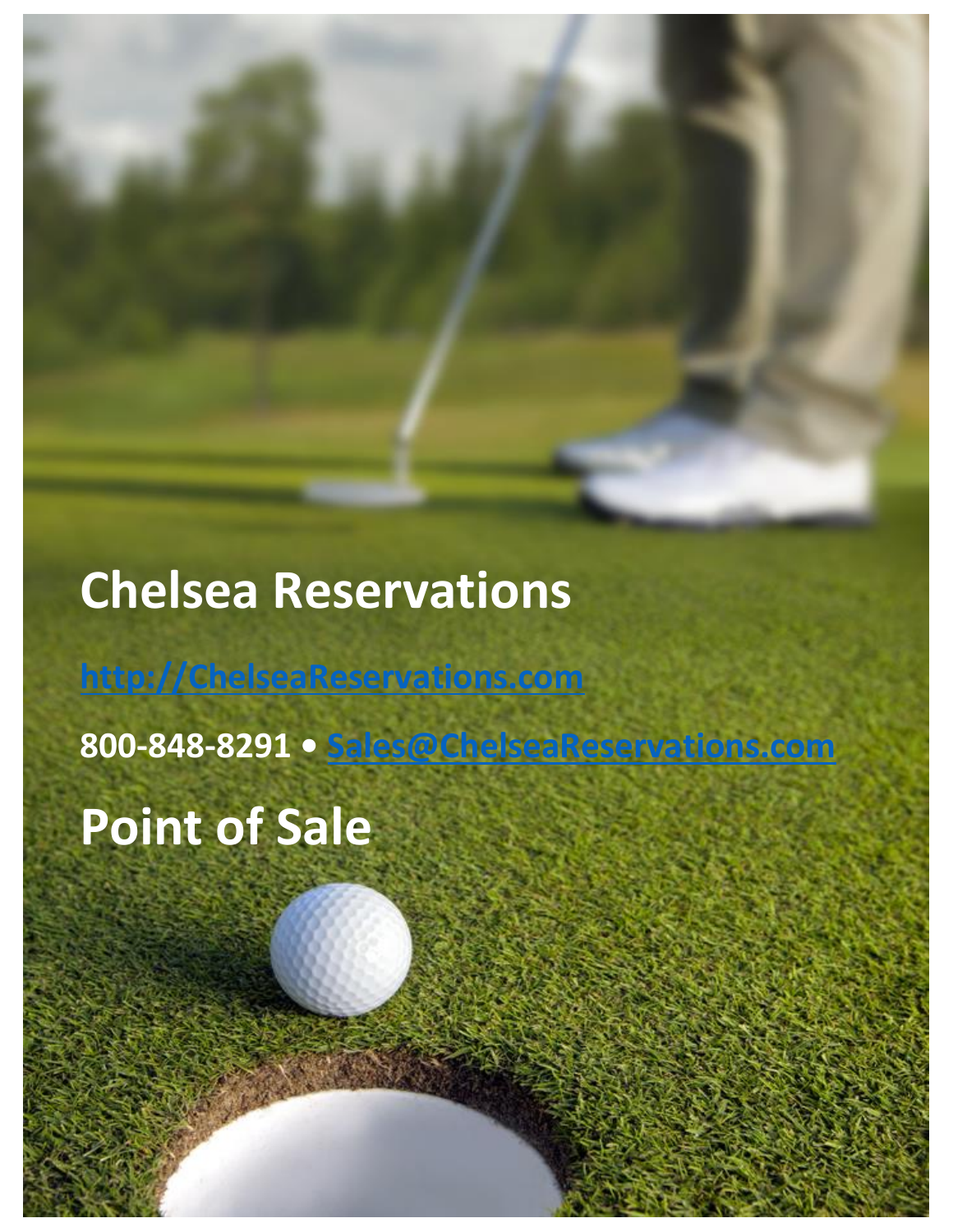# Chelsea Reservations

http://ChelseaReservations.com

**800-848-8291 • Sales@ChelseaReservations.com**

# Point of Sale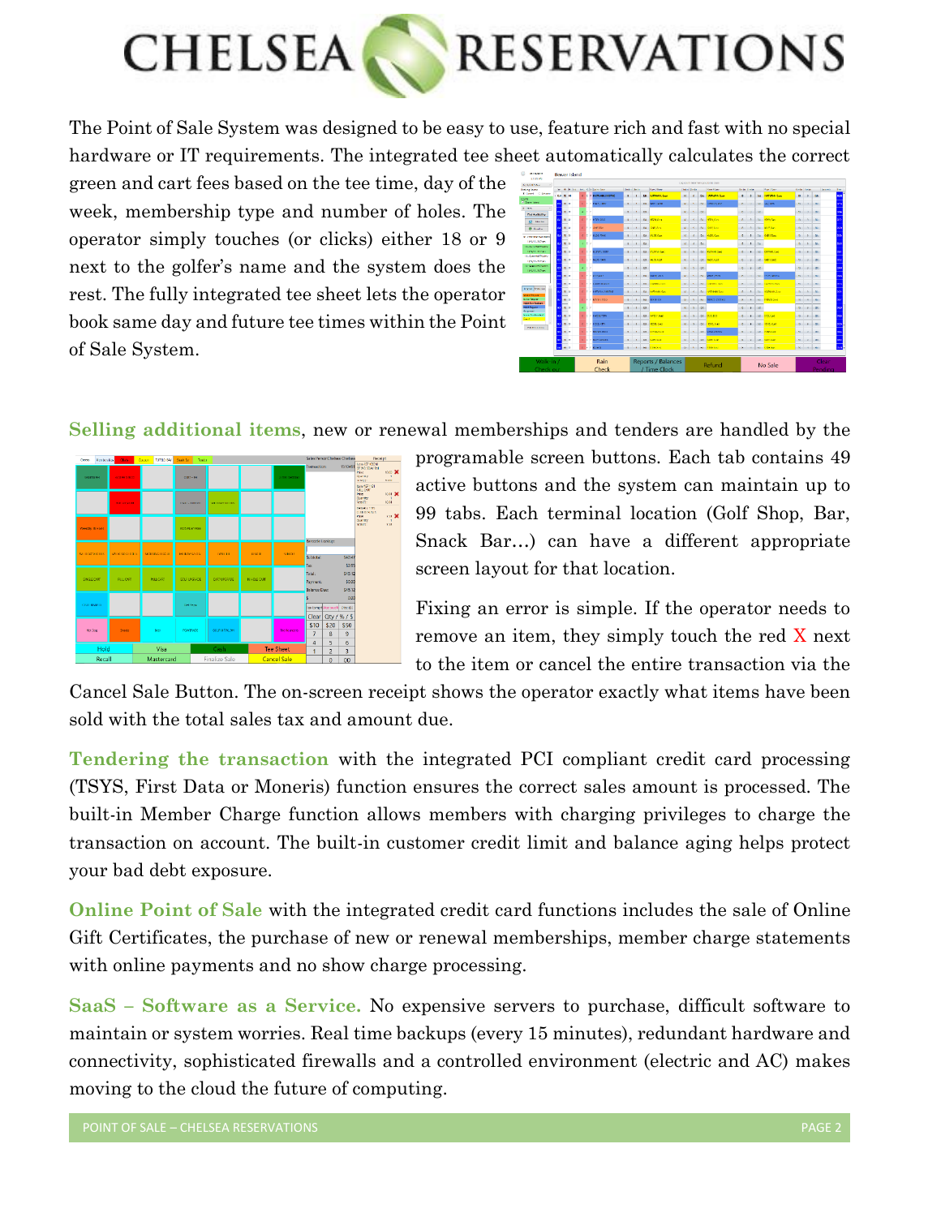The Point of Sale System was designed to be easy to use, feature rich and fast with no special hardware or IT requirements. The integrated tee sheet automatically calculates the correct green and cart fees based on the tee time, day of the week, membership type and number of holes. The operator simply touches (or clicks) either 18 or 9 next to the golfer's name and the system does the rest. The fully integrated tee sheet lets the operator book same day and future tee times within the Point of Sale System.

**Selling additional items**, new or renewal memberships and tenders are handled by the programable screen buttons. Each tab contains 49 active buttons and the system can maintain up to 99 tabs. Each terminal location (Golf Shop, Bar, Snack Bar…) can have a different appropriate screen layout for that location.

Fixing an error is simple. If the operator needs to remove an item, they simply touch the red X next to the item or cancel the entire transaction via the Cancel Sale Button. The on-screen receipt shows the operator exactly what items have been sold with the total sales tax and amount due.

**Tendering the transaction** with the integrated PCI compliant credit card processing (TSYS, First Data or Moneris) function ensures the correct sales amount is processed. The built-in Member Charge function allows members with charging privileges to charge the transaction on account. The built-in customer credit limit and balance aging helps protect your bad debt exposure.

**Online Point of Sale** with the integrated credit card functions includes the sale of Online Gift Certificates, the purchase of new or renewal memberships, member charge statements with online payments and no show charge processing.

**SaaS – Software as a Service.** No expensive servers to purchase, difficult software to maintain or system worries. Real time backups (every 15 minutes), redundant hardware and connectivity, sophisticated firewalls and a controlled environment (electric and AC) makes moving to the cloud the future of computing.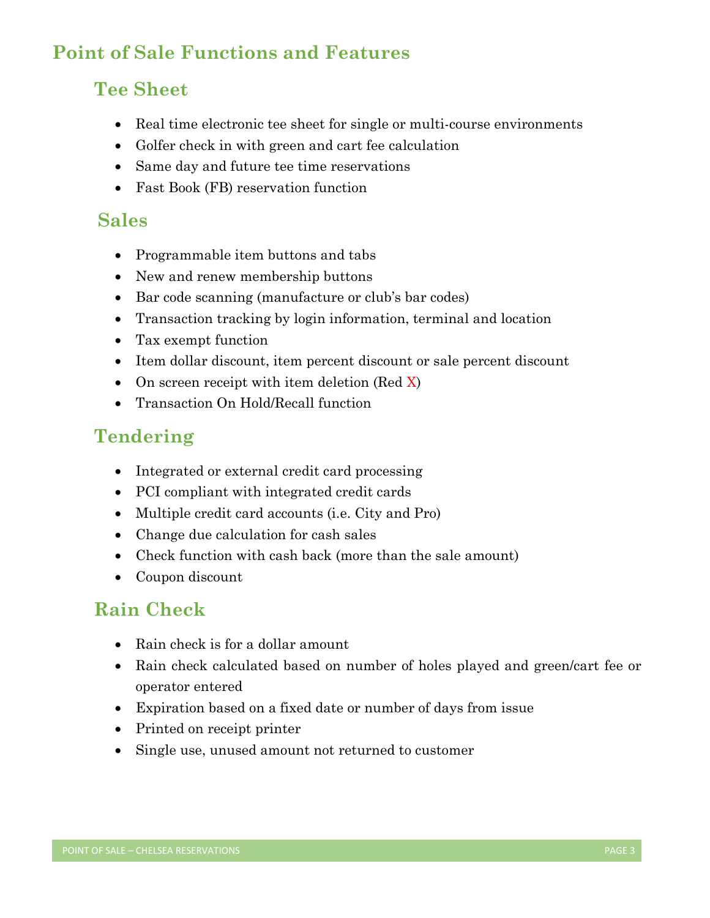# Point of Sale Functions and Features

## Tee Sheet

- Real time electronic tee sheet for single or multi-course environments
- Golfer check in with green and cart fee calculation
- Same day and future tee time reservations
- Fast Book (FB) reservation function

## Sales

- Programmable item buttons and tabs
- New and renew membership buttons
- Bar code scanning (manufacture or club's bar codes)
- Transaction tracking by login information, terminal and location
- Tax exempt function
- Item dollar discount, item percent discount or sale percent discount
- On screen receipt with item deletion (Red X)
- Transaction On Hold/Recall function

## Tendering

- Integrated or external credit card processing
- PCI compliant with integrated credit cards
- Multiple credit card accounts (i.e. City and Pro)
- Change due calculation for cash sales
- Check function with cash back (more than the sale amount)
- Coupon discount

## Rain Check

- Rain check is for a dollar amount
- Rain check calculated based on number of holes played and green/cart fee or operator entered
- Expiration based on a fixed date or number of days from issue
- Printed on receipt printer
- Single use, unused amount not returned to customer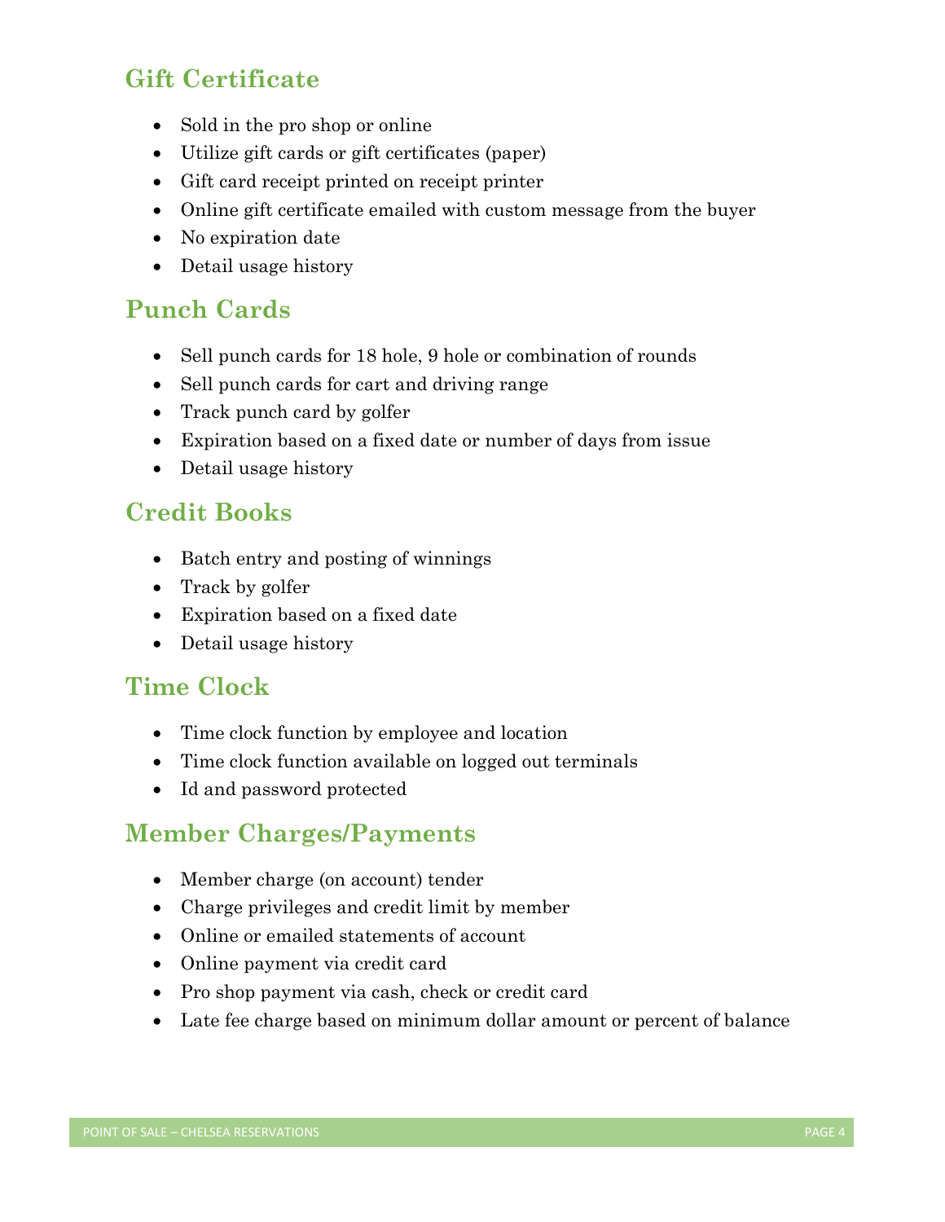## Gift Certificate

- Sold in the pro shop or online
- Utilize gift cards or gift certificates (paper)
- Gift card receipt printed on receipt printer
- Online gift certificate emailed with custom message from the buyer
- No expiration date
- Detail usage history

## Punch Cards

- Sell punch cards for 18 hole, 9 hole or combination of rounds
- Sell punch cards for cart and driving range
- Track punch card by golfer
- Expiration based on a fixed date or number of days from issue
- Detail usage history

## Credit Books

- Batch entry and posting of winnings
- Track by golfer
- Expiration based on a fixed date
- Detail usage history

## Time Clock

- Time clock function by employee and location
- Time clock function available on logged out terminals
- Id and password protected

## Member Charges/Payments

- Member charge (on account) tender
- Charge privileges and credit limit by member
- Online or emailed statements of account
- Online payment via credit card
- Pro shop payment via cash, check or credit card
- Late fee charge based on minimum dollar amount or percent of balance